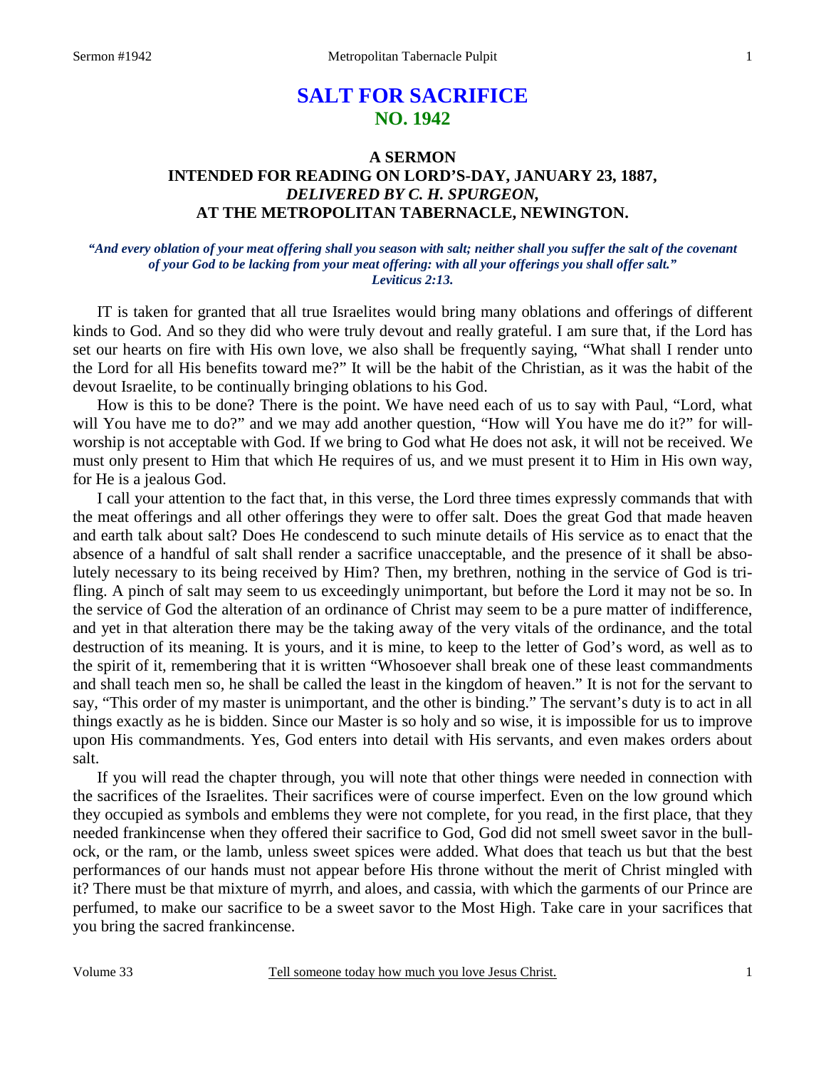# SALT FOR SACRIFICE
## NO. 1942

### A SERMON
### INTENDED FOR READING ON LORD'S-DAY, JANUARY 23, 1887,
### *DELIVERED BY C. H. SPURGEON,*
### AT THE METROPOLITAN TABERNACLE, NEWINGTON.

***"And every oblation of your meat offering shall you season with salt; neither shall you suffer the salt of the covenant of your God to be lacking from your meat offering: with all your offerings you shall offer salt." Leviticus 2:13.***

IT is taken for granted that all true Israelites would bring many oblations and offerings of different kinds to God. And so they did who were truly devout and really grateful. I am sure that, if the Lord has set our hearts on fire with His own love, we also shall be frequently saying, "What shall I render unto the Lord for all His benefits toward me?" It will be the habit of the Christian, as it was the habit of the devout Israelite, to be continually bringing oblations to his God.

How is this to be done? There is the point. We have need each of us to say with Paul, "Lord, what will You have me to do?" and we may add another question, "How will You have me do it?" for will-worship is not acceptable with God. If we bring to God what He does not ask, it will not be received. We must only present to Him that which He requires of us, and we must present it to Him in His own way, for He is a jealous God.

I call your attention to the fact that, in this verse, the Lord three times expressly commands that with the meat offerings and all other offerings they were to offer salt. Does the great God that made heaven and earth talk about salt? Does He condescend to such minute details of His service as to enact that the absence of a handful of salt shall render a sacrifice unacceptable, and the presence of it shall be absolutely necessary to its being received by Him? Then, my brethren, nothing in the service of God is trifling. A pinch of salt may seem to us exceedingly unimportant, but before the Lord it may not be so. In the service of God the alteration of an ordinance of Christ may seem to be a pure matter of indifference, and yet in that alteration there may be the taking away of the very vitals of the ordinance, and the total destruction of its meaning. It is yours, and it is mine, to keep to the letter of God's word, as well as to the spirit of it, remembering that it is written "Whosoever shall break one of these least commandments and shall teach men so, he shall be called the least in the kingdom of heaven." It is not for the servant to say, "This order of my master is unimportant, and the other is binding." The servant's duty is to act in all things exactly as he is bidden. Since our Master is so holy and so wise, it is impossible for us to improve upon His commandments. Yes, God enters into detail with His servants, and even makes orders about salt.

If you will read the chapter through, you will note that other things were needed in connection with the sacrifices of the Israelites. Their sacrifices were of course imperfect. Even on the low ground which they occupied as symbols and emblems they were not complete, for you read, in the first place, that they needed frankincense when they offered their sacrifice to God, God did not smell sweet savor in the bullock, or the ram, or the lamb, unless sweet spices were added. What does that teach us but that the best performances of our hands must not appear before His throne without the merit of Christ mingled with it? There must be that mixture of myrrh, and aloes, and cassia, with which the garments of our Prince are perfumed, to make our sacrifice to be a sweet savor to the Most High. Take care in your sacrifices that you bring the sacred frankincense.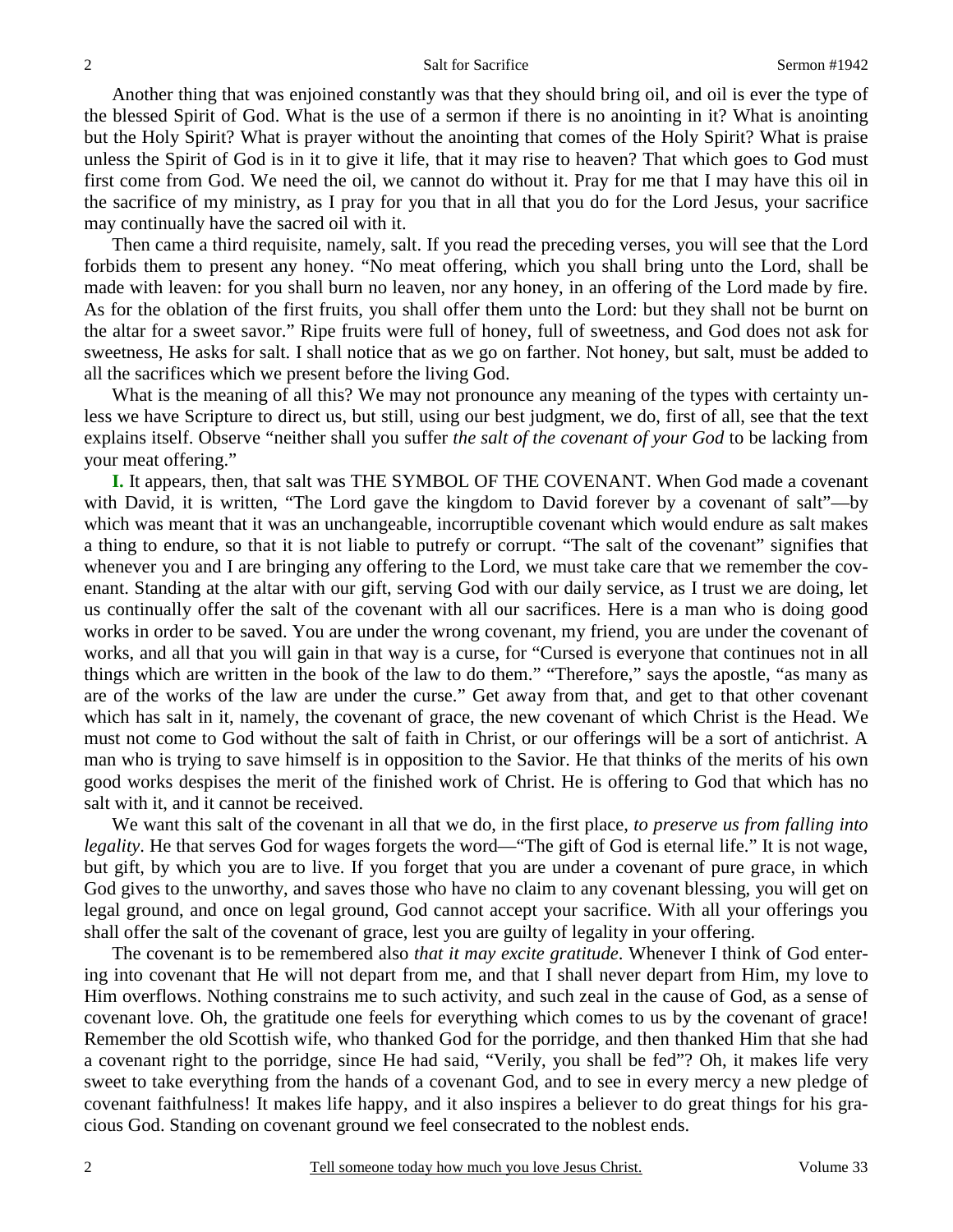Another thing that was enjoined constantly was that they should bring oil, and oil is ever the type of the blessed Spirit of God. What is the use of a sermon if there is no anointing in it? What is anointing but the Holy Spirit? What is prayer without the anointing that comes of the Holy Spirit? What is praise unless the Spirit of God is in it to give it life, that it may rise to heaven? That which goes to God must first come from God. We need the oil, we cannot do without it. Pray for me that I may have this oil in the sacrifice of my ministry, as I pray for you that in all that you do for the Lord Jesus, your sacrifice may continually have the sacred oil with it.

Then came a third requisite, namely, salt. If you read the preceding verses, you will see that the Lord forbids them to present any honey. "No meat offering, which you shall bring unto the Lord, shall be made with leaven: for you shall burn no leaven, nor any honey, in an offering of the Lord made by fire. As for the oblation of the first fruits, you shall offer them unto the Lord: but they shall not be burnt on the altar for a sweet savor." Ripe fruits were full of honey, full of sweetness, and God does not ask for sweetness, He asks for salt. I shall notice that as we go on farther. Not honey, but salt, must be added to all the sacrifices which we present before the living God.

What is the meaning of all this? We may not pronounce any meaning of the types with certainty unless we have Scripture to direct us, but still, using our best judgment, we do, first of all, see that the text explains itself. Observe "neither shall you suffer *the salt of the covenant of your God* to be lacking from your meat offering."

**I.** It appears, then, that salt was THE SYMBOL OF THE COVENANT. When God made a covenant with David, it is written, "The Lord gave the kingdom to David forever by a covenant of salt"—by which was meant that it was an unchangeable, incorruptible covenant which would endure as salt makes a thing to endure, so that it is not liable to putrefy or corrupt. "The salt of the covenant" signifies that whenever you and I are bringing any offering to the Lord, we must take care that we remember the covenant. Standing at the altar with our gift, serving God with our daily service, as I trust we are doing, let us continually offer the salt of the covenant with all our sacrifices. Here is a man who is doing good works in order to be saved. You are under the wrong covenant, my friend, you are under the covenant of works, and all that you will gain in that way is a curse, for "Cursed is everyone that continues not in all things which are written in the book of the law to do them." "Therefore," says the apostle, "as many as are of the works of the law are under the curse." Get away from that, and get to that other covenant which has salt in it, namely, the covenant of grace, the new covenant of which Christ is the Head. We must not come to God without the salt of faith in Christ, or our offerings will be a sort of antichrist. A man who is trying to save himself is in opposition to the Savior. He that thinks of the merits of his own good works despises the merit of the finished work of Christ. He is offering to God that which has no salt with it, and it cannot be received.

We want this salt of the covenant in all that we do, in the first place, *to preserve us from falling into legality*. He that serves God for wages forgets the word—"The gift of God is eternal life." It is not wage, but gift, by which you are to live. If you forget that you are under a covenant of pure grace, in which God gives to the unworthy, and saves those who have no claim to any covenant blessing, you will get on legal ground, and once on legal ground, God cannot accept your sacrifice. With all your offerings you shall offer the salt of the covenant of grace, lest you are guilty of legality in your offering.

The covenant is to be remembered also *that it may excite gratitude*. Whenever I think of God entering into covenant that He will not depart from me, and that I shall never depart from Him, my love to Him overflows. Nothing constrains me to such activity, and such zeal in the cause of God, as a sense of covenant love. Oh, the gratitude one feels for everything which comes to us by the covenant of grace! Remember the old Scottish wife, who thanked God for the porridge, and then thanked Him that she had a covenant right to the porridge, since He had said, "Verily, you shall be fed"? Oh, it makes life very sweet to take everything from the hands of a covenant God, and to see in every mercy a new pledge of covenant faithfulness! It makes life happy, and it also inspires a believer to do great things for his gracious God. Standing on covenant ground we feel consecrated to the noblest ends.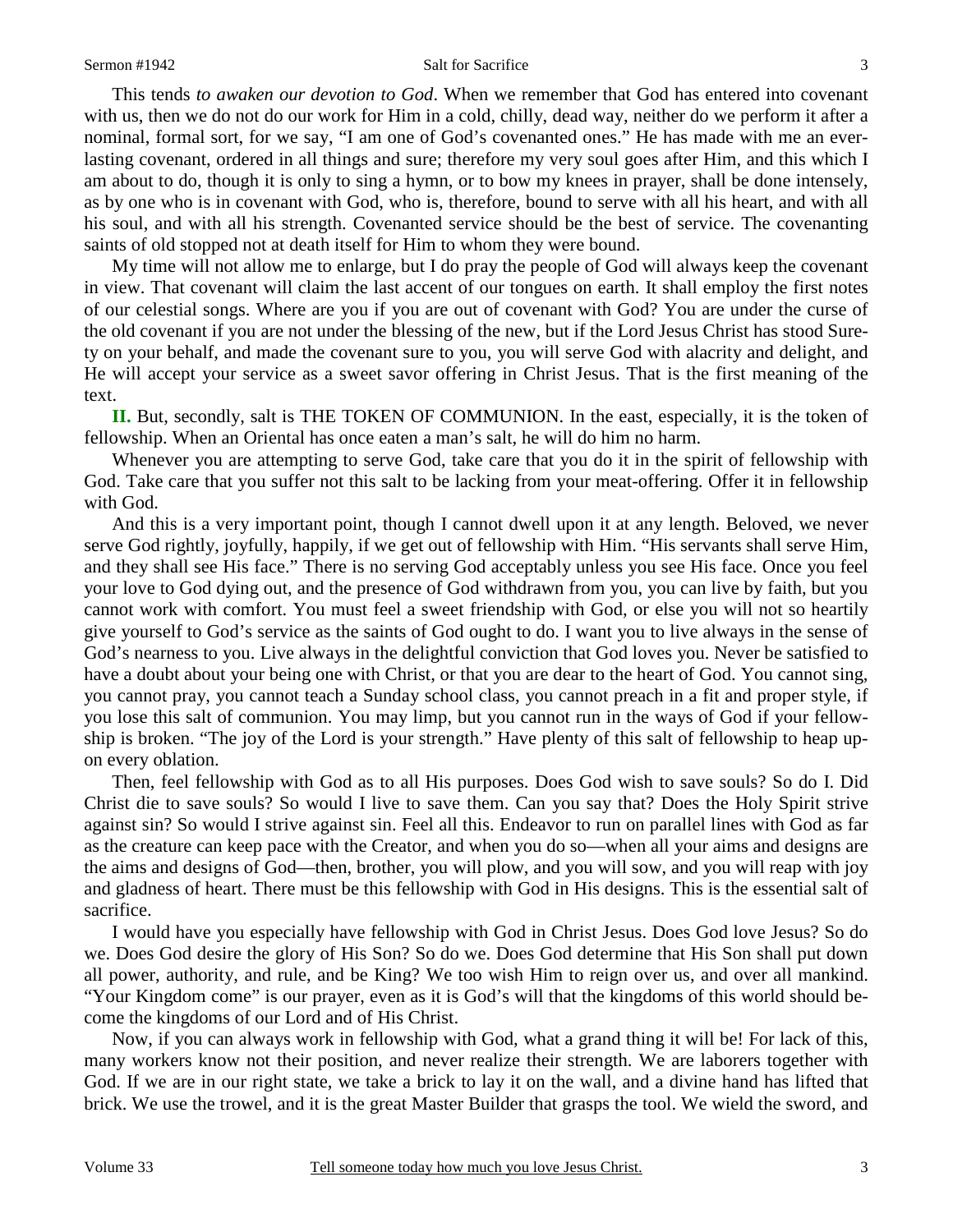This tends *to awaken our devotion to God*. When we remember that God has entered into covenant with us, then we do not do our work for Him in a cold, chilly, dead way, neither do we perform it after a nominal, formal sort, for we say, "I am one of God's covenanted ones." He has made with me an everlasting covenant, ordered in all things and sure; therefore my very soul goes after Him, and this which I am about to do, though it is only to sing a hymn, or to bow my knees in prayer, shall be done intensely, as by one who is in covenant with God, who is, therefore, bound to serve with all his heart, and with all his soul, and with all his strength. Covenanted service should be the best of service. The covenanting saints of old stopped not at death itself for Him to whom they were bound.

My time will not allow me to enlarge, but I do pray the people of God will always keep the covenant in view. That covenant will claim the last accent of our tongues on earth. It shall employ the first notes of our celestial songs. Where are you if you are out of covenant with God? You are under the curse of the old covenant if you are not under the blessing of the new, but if the Lord Jesus Christ has stood Surety on your behalf, and made the covenant sure to you, you will serve God with alacrity and delight, and He will accept your service as a sweet savor offering in Christ Jesus. That is the first meaning of the text.

**II.** But, secondly, salt is THE TOKEN OF COMMUNION. In the east, especially, it is the token of fellowship. When an Oriental has once eaten a man's salt, he will do him no harm.

Whenever you are attempting to serve God, take care that you do it in the spirit of fellowship with God. Take care that you suffer not this salt to be lacking from your meat-offering. Offer it in fellowship with God.

And this is a very important point, though I cannot dwell upon it at any length. Beloved, we never serve God rightly, joyfully, happily, if we get out of fellowship with Him. "His servants shall serve Him, and they shall see His face." There is no serving God acceptably unless you see His face. Once you feel your love to God dying out, and the presence of God withdrawn from you, you can live by faith, but you cannot work with comfort. You must feel a sweet friendship with God, or else you will not so heartily give yourself to God's service as the saints of God ought to do. I want you to live always in the sense of God's nearness to you. Live always in the delightful conviction that God loves you. Never be satisfied to have a doubt about your being one with Christ, or that you are dear to the heart of God. You cannot sing, you cannot pray, you cannot teach a Sunday school class, you cannot preach in a fit and proper style, if you lose this salt of communion. You may limp, but you cannot run in the ways of God if your fellowship is broken. "The joy of the Lord is your strength." Have plenty of this salt of fellowship to heap upon every oblation.

Then, feel fellowship with God as to all His purposes. Does God wish to save souls? So do I. Did Christ die to save souls? So would I live to save them. Can you say that? Does the Holy Spirit strive against sin? So would I strive against sin. Feel all this. Endeavor to run on parallel lines with God as far as the creature can keep pace with the Creator, and when you do so—when all your aims and designs are the aims and designs of God—then, brother, you will plow, and you will sow, and you will reap with joy and gladness of heart. There must be this fellowship with God in His designs. This is the essential salt of sacrifice.

I would have you especially have fellowship with God in Christ Jesus. Does God love Jesus? So do we. Does God desire the glory of His Son? So do we. Does God determine that His Son shall put down all power, authority, and rule, and be King? We too wish Him to reign over us, and over all mankind. "Your Kingdom come" is our prayer, even as it is God's will that the kingdoms of this world should become the kingdoms of our Lord and of His Christ.

Now, if you can always work in fellowship with God, what a grand thing it will be! For lack of this, many workers know not their position, and never realize their strength. We are laborers together with God. If we are in our right state, we take a brick to lay it on the wall, and a divine hand has lifted that brick. We use the trowel, and it is the great Master Builder that grasps the tool. We wield the sword, and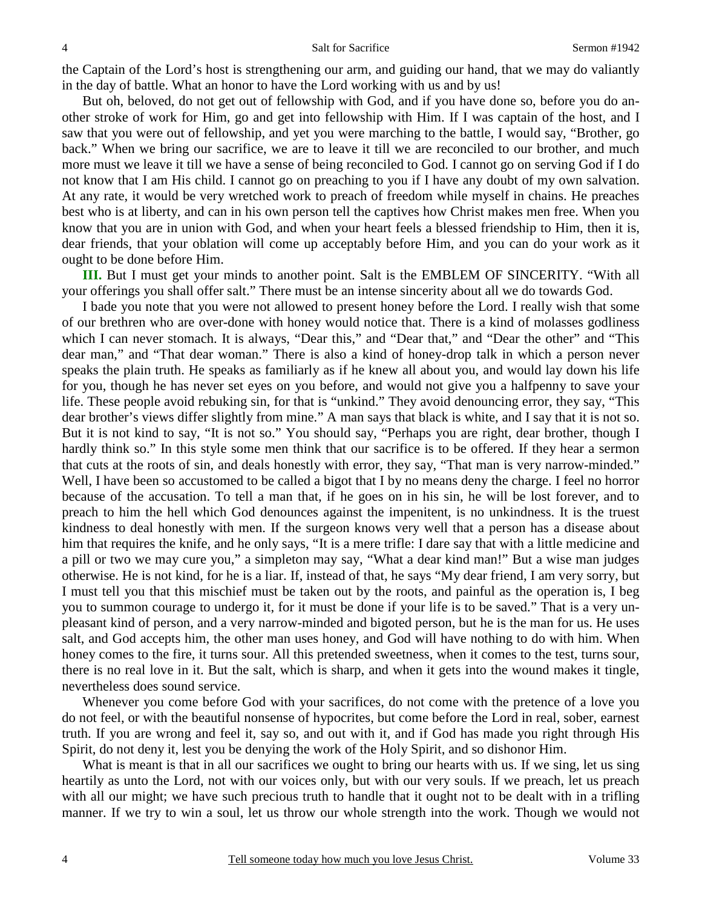the Captain of the Lord's host is strengthening our arm, and guiding our hand, that we may do valiantly in the day of battle. What an honor to have the Lord working with us and by us!

But oh, beloved, do not get out of fellowship with God, and if you have done so, before you do another stroke of work for Him, go and get into fellowship with Him. If I was captain of the host, and I saw that you were out of fellowship, and yet you were marching to the battle, I would say, "Brother, go back." When we bring our sacrifice, we are to leave it till we are reconciled to our brother, and much more must we leave it till we have a sense of being reconciled to God. I cannot go on serving God if I do not know that I am His child. I cannot go on preaching to you if I have any doubt of my own salvation. At any rate, it would be very wretched work to preach of freedom while myself in chains. He preaches best who is at liberty, and can in his own person tell the captives how Christ makes men free. When you know that you are in union with God, and when your heart feels a blessed friendship to Him, then it is, dear friends, that your oblation will come up acceptably before Him, and you can do your work as it ought to be done before Him.

**III.** But I must get your minds to another point. Salt is the EMBLEM OF SINCERITY. "With all your offerings you shall offer salt." There must be an intense sincerity about all we do towards God.

I bade you note that you were not allowed to present honey before the Lord. I really wish that some of our brethren who are over-done with honey would notice that. There is a kind of molasses godliness which I can never stomach. It is always, "Dear this," and "Dear that," and "Dear the other" and "This dear man," and "That dear woman." There is also a kind of honey-drop talk in which a person never speaks the plain truth. He speaks as familiarly as if he knew all about you, and would lay down his life for you, though he has never set eyes on you before, and would not give you a halfpenny to save your life. These people avoid rebuking sin, for that is "unkind." They avoid denouncing error, they say, "This dear brother's views differ slightly from mine." A man says that black is white, and I say that it is not so. But it is not kind to say, "It is not so." You should say, "Perhaps you are right, dear brother, though I hardly think so." In this style some men think that our sacrifice is to be offered. If they hear a sermon that cuts at the roots of sin, and deals honestly with error, they say, "That man is very narrow-minded." Well, I have been so accustomed to be called a bigot that I by no means deny the charge. I feel no horror because of the accusation. To tell a man that, if he goes on in his sin, he will be lost forever, and to preach to him the hell which God denounces against the impenitent, is no unkindness. It is the truest kindness to deal honestly with men. If the surgeon knows very well that a person has a disease about him that requires the knife, and he only says, "It is a mere trifle: I dare say that with a little medicine and a pill or two we may cure you," a simpleton may say, "What a dear kind man!" But a wise man judges otherwise. He is not kind, for he is a liar. If, instead of that, he says "My dear friend, I am very sorry, but I must tell you that this mischief must be taken out by the roots, and painful as the operation is, I beg you to summon courage to undergo it, for it must be done if your life is to be saved." That is a very unpleasant kind of person, and a very narrow-minded and bigoted person, but he is the man for us. He uses salt, and God accepts him, the other man uses honey, and God will have nothing to do with him. When honey comes to the fire, it turns sour. All this pretended sweetness, when it comes to the test, turns sour, there is no real love in it. But the salt, which is sharp, and when it gets into the wound makes it tingle, nevertheless does sound service.

Whenever you come before God with your sacrifices, do not come with the pretence of a love you do not feel, or with the beautiful nonsense of hypocrites, but come before the Lord in real, sober, earnest truth. If you are wrong and feel it, say so, and out with it, and if God has made you right through His Spirit, do not deny it, lest you be denying the work of the Holy Spirit, and so dishonor Him.

What is meant is that in all our sacrifices we ought to bring our hearts with us. If we sing, let us sing heartily as unto the Lord, not with our voices only, but with our very souls. If we preach, let us preach with all our might; we have such precious truth to handle that it ought not to be dealt with in a trifling manner. If we try to win a soul, let us throw our whole strength into the work. Though we would not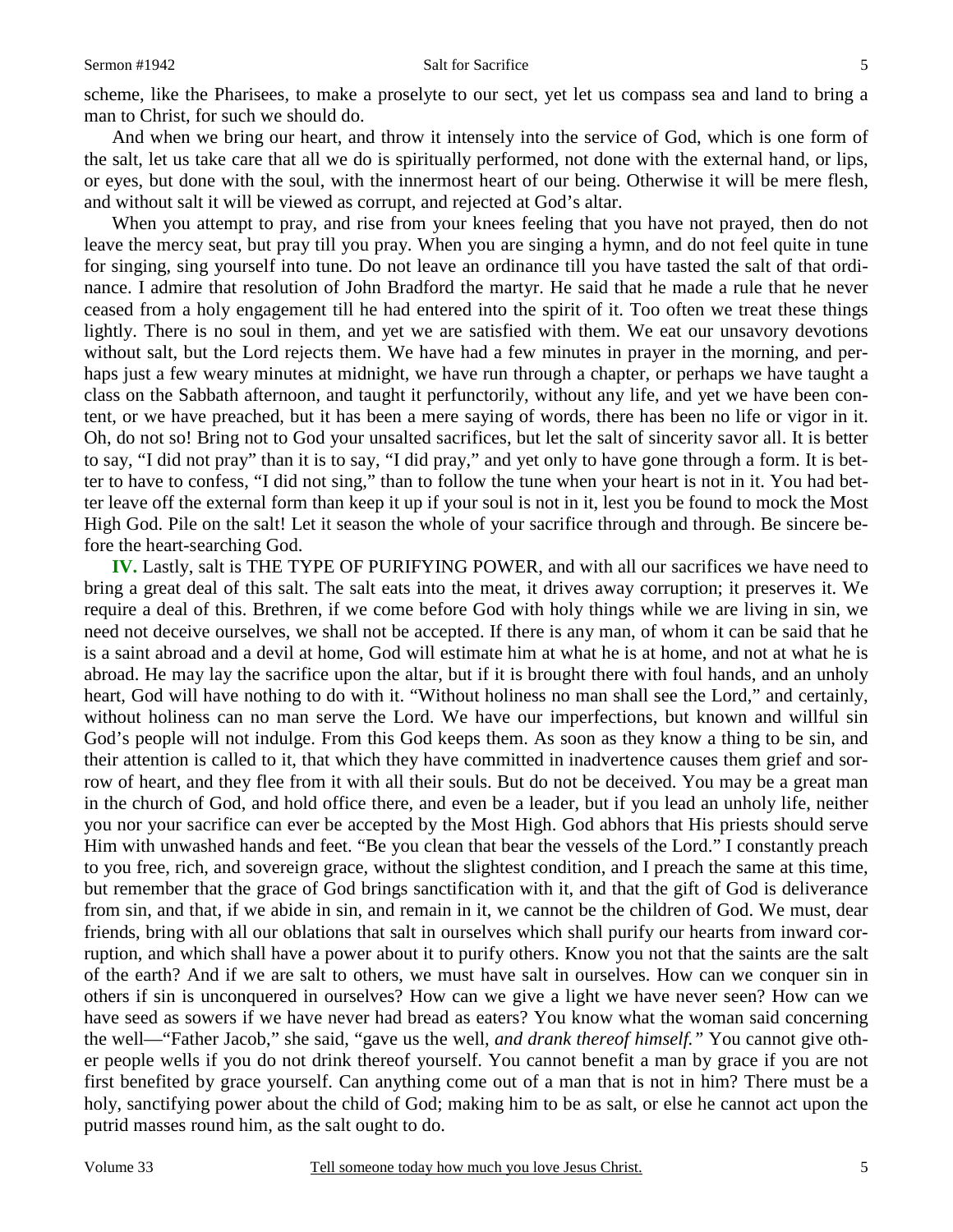scheme, like the Pharisees, to make a proselyte to our sect, yet let us compass sea and land to bring a man to Christ, for such we should do.

And when we bring our heart, and throw it intensely into the service of God, which is one form of the salt, let us take care that all we do is spiritually performed, not done with the external hand, or lips, or eyes, but done with the soul, with the innermost heart of our being. Otherwise it will be mere flesh, and without salt it will be viewed as corrupt, and rejected at God's altar.

When you attempt to pray, and rise from your knees feeling that you have not prayed, then do not leave the mercy seat, but pray till you pray. When you are singing a hymn, and do not feel quite in tune for singing, sing yourself into tune. Do not leave an ordinance till you have tasted the salt of that ordinance. I admire that resolution of John Bradford the martyr. He said that he made a rule that he never ceased from a holy engagement till he had entered into the spirit of it. Too often we treat these things lightly. There is no soul in them, and yet we are satisfied with them. We eat our unsavory devotions without salt, but the Lord rejects them. We have had a few minutes in prayer in the morning, and perhaps just a few weary minutes at midnight, we have run through a chapter, or perhaps we have taught a class on the Sabbath afternoon, and taught it perfunctorily, without any life, and yet we have been content, or we have preached, but it has been a mere saying of words, there has been no life or vigor in it. Oh, do not so! Bring not to God your unsalted sacrifices, but let the salt of sincerity savor all. It is better to say, "I did not pray" than it is to say, "I did pray," and yet only to have gone through a form. It is better to have to confess, "I did not sing," than to follow the tune when your heart is not in it. You had better leave off the external form than keep it up if your soul is not in it, lest you be found to mock the Most High God. Pile on the salt! Let it season the whole of your sacrifice through and through. Be sincere before the heart-searching God.

**IV.** Lastly, salt is THE TYPE OF PURIFYING POWER, and with all our sacrifices we have need to bring a great deal of this salt. The salt eats into the meat, it drives away corruption; it preserves it. We require a deal of this. Brethren, if we come before God with holy things while we are living in sin, we need not deceive ourselves, we shall not be accepted. If there is any man, of whom it can be said that he is a saint abroad and a devil at home, God will estimate him at what he is at home, and not at what he is abroad. He may lay the sacrifice upon the altar, but if it is brought there with foul hands, and an unholy heart, God will have nothing to do with it. "Without holiness no man shall see the Lord," and certainly, without holiness can no man serve the Lord. We have our imperfections, but known and willful sin God's people will not indulge. From this God keeps them. As soon as they know a thing to be sin, and their attention is called to it, that which they have committed in inadvertence causes them grief and sorrow of heart, and they flee from it with all their souls. But do not be deceived. You may be a great man in the church of God, and hold office there, and even be a leader, but if you lead an unholy life, neither you nor your sacrifice can ever be accepted by the Most High. God abhors that His priests should serve Him with unwashed hands and feet. "Be you clean that bear the vessels of the Lord." I constantly preach to you free, rich, and sovereign grace, without the slightest condition, and I preach the same at this time, but remember that the grace of God brings sanctification with it, and that the gift of God is deliverance from sin, and that, if we abide in sin, and remain in it, we cannot be the children of God. We must, dear friends, bring with all our oblations that salt in ourselves which shall purify our hearts from inward corruption, and which shall have a power about it to purify others. Know you not that the saints are the salt of the earth? And if we are salt to others, we must have salt in ourselves. How can we conquer sin in others if sin is unconquered in ourselves? How can we give a light we have never seen? How can we have seed as sowers if we have never had bread as eaters? You know what the woman said concerning the well—"Father Jacob," she said, "gave us the well, *and drank thereof himself."* You cannot give other people wells if you do not drink thereof yourself. You cannot benefit a man by grace if you are not first benefited by grace yourself. Can anything come out of a man that is not in him? There must be a holy, sanctifying power about the child of God; making him to be as salt, or else he cannot act upon the putrid masses round him, as the salt ought to do.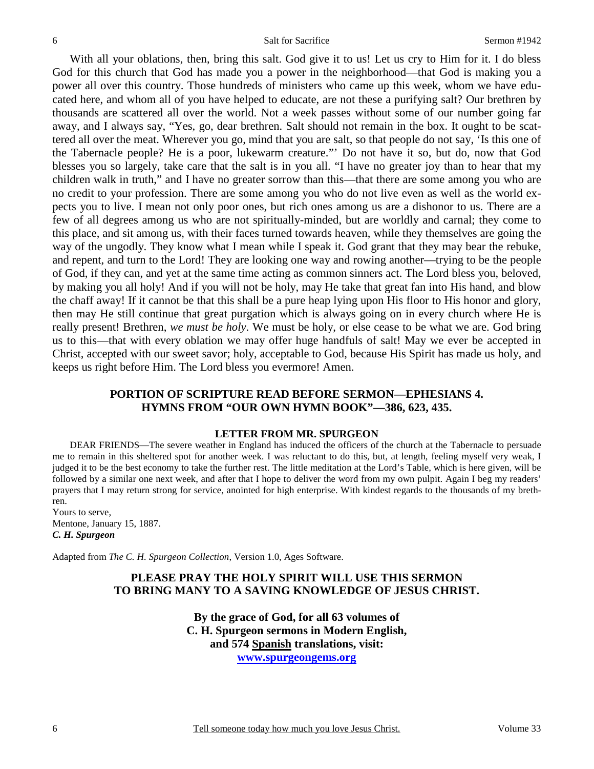With all your oblations, then, bring this salt. God give it to us! Let us cry to Him for it. I do bless God for this church that God has made you a power in the neighborhood—that God is making you a power all over this country. Those hundreds of ministers who came up this week, whom we have educated here, and whom all of you have helped to educate, are not these a purifying salt? Our brethren by thousands are scattered all over the world. Not a week passes without some of our number going far away, and I always say, "Yes, go, dear brethren. Salt should not remain in the box. It ought to be scattered all over the meat. Wherever you go, mind that you are salt, so that people do not say, 'Is this one of the Tabernacle people? He is a poor, lukewarm creature."' Do not have it so, but do, now that God blesses you so largely, take care that the salt is in you all. "I have no greater joy than to hear that my children walk in truth," and I have no greater sorrow than this—that there are some among you who are no credit to your profession. There are some among you who do not live even as well as the world expects you to live. I mean not only poor ones, but rich ones among us are a dishonor to us. There are a few of all degrees among us who are not spiritually-minded, but are worldly and carnal; they come to this place, and sit among us, with their faces turned towards heaven, while they themselves are going the way of the ungodly. They know what I mean while I speak it. God grant that they may bear the rebuke, and repent, and turn to the Lord! They are looking one way and rowing another—trying to be the people of God, if they can, and yet at the same time acting as common sinners act. The Lord bless you, beloved, by making you all holy! And if you will not be holy, may He take that great fan into His hand, and blow the chaff away! If it cannot be that this shall be a pure heap lying upon His floor to His honor and glory, then may He still continue that great purgation which is always going on in every church where He is really present! Brethren, *we must be holy*. We must be holy, or else cease to be what we are. God bring us to this—that with every oblation we may offer huge handfuls of salt! May we ever be accepted in Christ, accepted with our sweet savor; holy, acceptable to God, because His Spirit has made us holy, and keeps us right before Him. The Lord bless you evermore! Amen.

**PORTION OF SCRIPTURE READ BEFORE SERMON—EPHESIANS 4.**
**HYMNS FROM "OUR OWN HYMN BOOK"—386, 623, 435.**

**LETTER FROM MR. SPURGEON**

DEAR FRIENDS—The severe weather in England has induced the officers of the church at the Tabernacle to persuade me to remain in this sheltered spot for another week. I was reluctant to do this, but, at length, feeling myself very weak, I judged it to be the best economy to take the further rest. The little meditation at the Lord's Table, which is here given, will be followed by a similar one next week, and after that I hope to deliver the word from my own pulpit. Again I beg my readers' prayers that I may return strong for service, anointed for high enterprise. With kindest regards to the thousands of my brethren.

Yours to serve,
Mentone, January 15, 1887.
***C. H. Spurgeon***

Adapted from *The C. H. Spurgeon Collection*, Version 1.0, Ages Software.

**PLEASE PRAY THE HOLY SPIRIT WILL USE THIS SERMON TO BRING MANY TO A SAVING KNOWLEDGE OF JESUS CHRIST.**

**By the grace of God, for all 63 volumes of C. H. Spurgeon sermons in Modern English, and 574 Spanish translations, visit: www.spurgeongems.org**